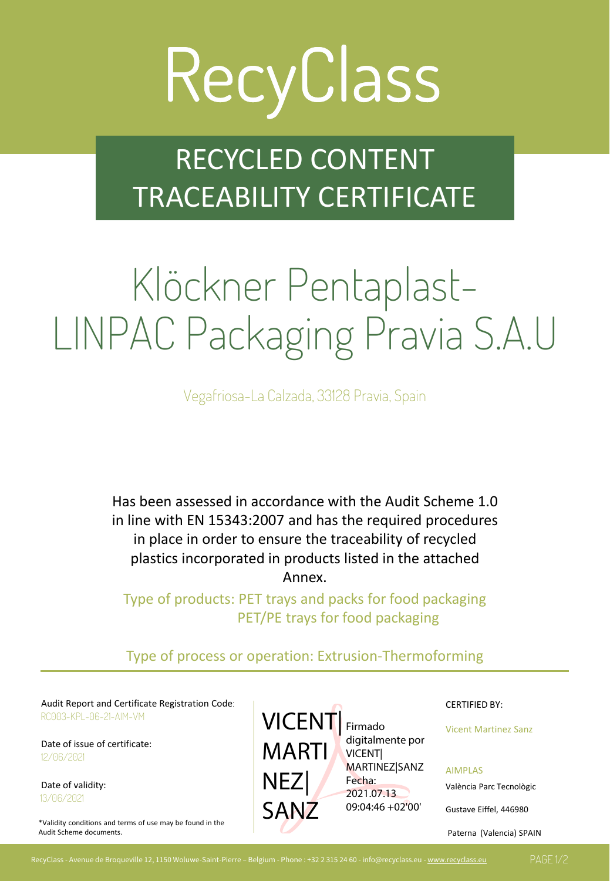# RecyClass

## RECYCLED CONTENT TRACEABILITY CERTIFICATE

# Klöckner Pentaplast-LINPAC Packaging Pravia S.A.U

Vegafriosa-La Calzada, 33128 Pravia, Spain

Has been assessed in accordance with the Audit Scheme 1.0 in line with EN 15343:2007 and has the required procedures in place in order to ensure the traceability of recycled plastics incorporated in products listed in the attached Annex.

Type of products: PET trays and packs for food packaging
PET/PE trays for food packaging

Type of process or operation: Extrusion-Thermoforming

Audit Report and Certificate Registration Code:
RC003-KPL-06-21-AIM-VM

Date of issue of certificate:
12/06/2021

Date of validity:
13/06/2021

*Validity conditions and terms of use may be found in the Audit Scheme documents.

VICENT|MARTINEZ|SANZ
Firmado digitalmente por VICENT|MARTINEZ|SANZ
Fecha: 2021.07.13 09:04:46 +02'00'

CERTIFIED BY:

Vicent Martinez Sanz

AIMPLAS

València Parc Tecnològic

Gustave Eiffel, 446980

Paterna (Valencia) SPAIN

RecyClass - Avenue de Broqueville 12, 1150 Woluwe-Saint-Pierre – Belgium - Phone : +32 2 315 24 60 - info@recyclass.eu - www.recyclass.eu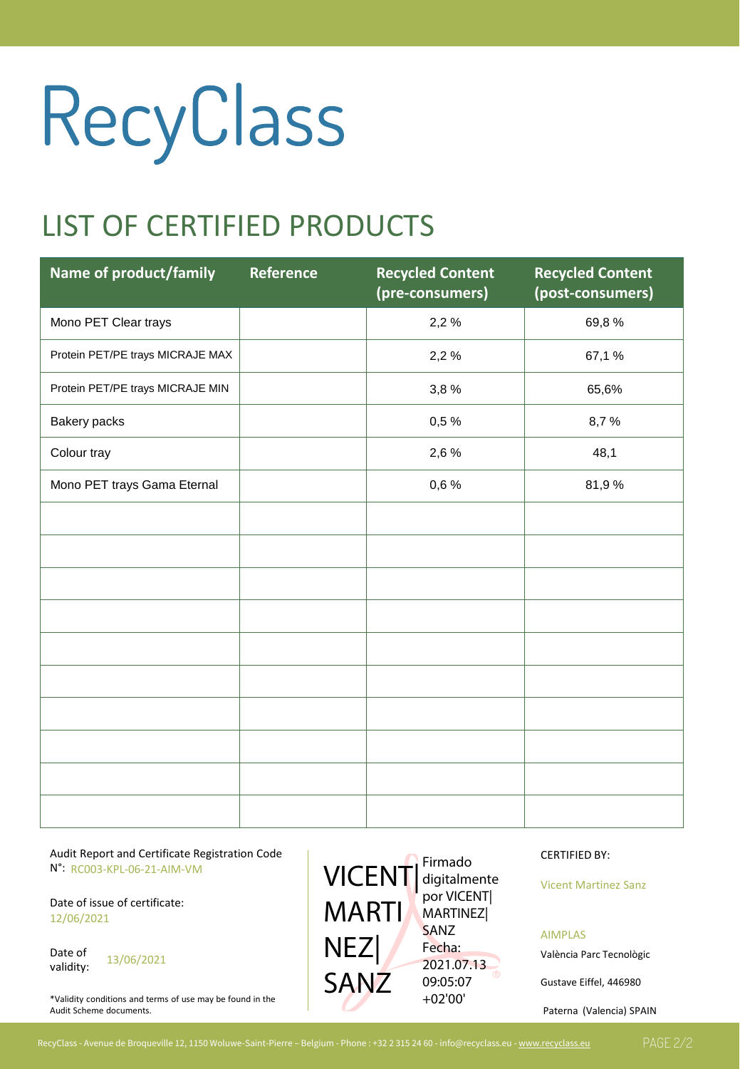# RecyClass

## LIST OF CERTIFIED PRODUCTS

| Name of product/family | Reference | Recycled Content (pre-consumers) | Recycled Content (post-consumers) |
|---|---|---|---|
| Mono PET Clear trays | | 2,2 % | 69,8 % |
| Protein PET/PE trays MICRAJE MAX | | 2,2 % | 67,1 % |
| Protein PET/PE trays MICRAJE MIN | | 3,8 % | 65,6% |
| Bakery packs | | 0,5 % | 8,7 % |
| Colour tray | | 2,6 % | 48,1 |
| Mono PET trays Gama Eternal | | 0,6 % | 81,9 % |
| | | | |
| | | | |
| | | | |
| | | | |
| | | | |
| | | | |
| | | | |
| | | | |
| | | | |
| | | | |

Audit Report and Certificate Registration Code N°: RC003-KPL-06-21-AIM-VM

Date of issue of certificate: 12/06/2021

Date of validity: 13/06/2021

*Validity conditions and terms of use may be found in the Audit Scheme documents.

VICENT|MARTINEZ|SANZ

Firmado digitalmente por VICENT|MARTINEZ|SANZ
Fecha: 2021.07.13 09:05:07 +02'00'

CERTIFIED BY:

Vicent Martinez Sanz

AIMPLAS

València Parc Tecnològic

Gustave Eiffel, 446980

Paterna (Valencia) SPAIN

RecyClass - Avenue de Broqueville 12, 1150 Woluwe-Saint-Pierre – Belgium - Phone : +32 2 315 24 60 - info@recyclass.eu - www.recyclass.eu